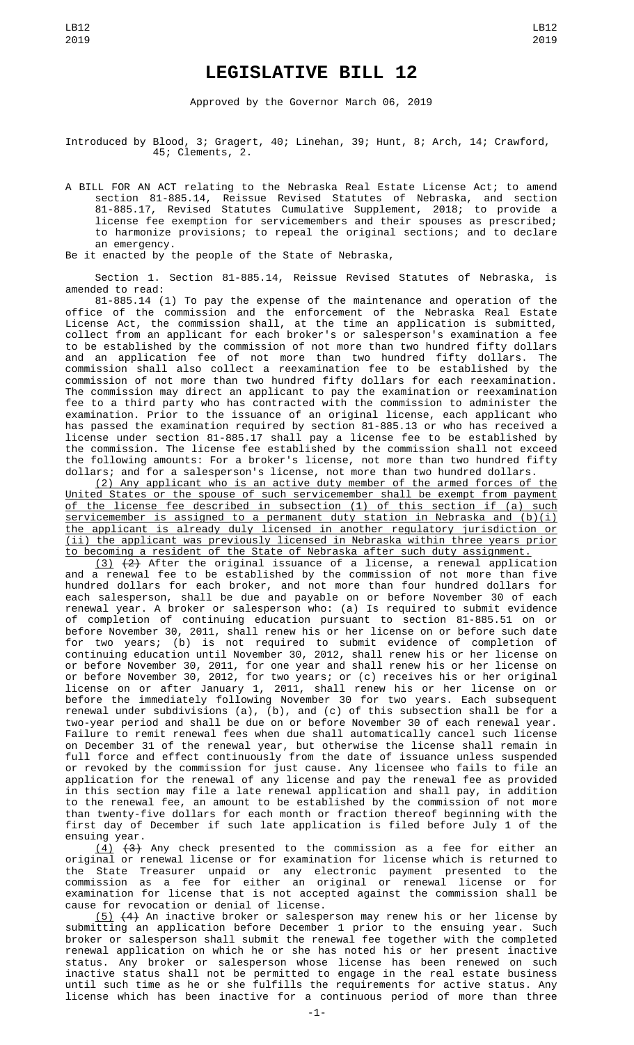# LEGISLATIVE BILL 12

Approved by the Governor March 06, 2019

Introduced by Blood, 3; Gragert, 40; Linehan, 39; Hunt, 8; Arch, 14; Crawford, 45; Clements, 2.

A BILL FOR AN ACT relating to the Nebraska Real Estate License Act; to amend section 81-885.14, Reissue Revised Statutes of Nebraska, and section 81-885.17, Revised Statutes Cumulative Supplement, 2018; to provide a license fee exemption for servicemembers and their spouses as prescribed; to harmonize provisions; to repeal the original sections; and to declare an emergency.

Be it enacted by the people of the State of Nebraska,

Section 1. Section 81-885.14, Reissue Revised Statutes of Nebraska, is amended to read:

81-885.14 (1) To pay the expense of the maintenance and operation of the office of the commission and the enforcement of the Nebraska Real Estate License Act, the commission shall, at the time an application is submitted, collect from an applicant for each broker's or salesperson's examination a fee to be established by the commission of not more than two hundred fifty dollars and an application fee of not more than two hundred fifty dollars. The commission shall also collect a reexamination fee to be established by the commission of not more than two hundred fifty dollars for each reexamination. The commission may direct an applicant to pay the examination or reexamination fee to a third party who has contracted with the commission to administer the examination. Prior to the issuance of an original license, each applicant who has passed the examination required by section 81-885.13 or who has received a license under section 81-885.17 shall pay a license fee to be established by the commission. The license fee established by the commission shall not exceed the following amounts: For a broker's license, not more than two hundred fifty dollars; and for a salesperson's license, not more than two hundred dollars.

(2) Any applicant who is an active duty member of the armed forces of the United States or the spouse of such servicemember shall be exempt from payment of the license fee described in subsection (1) of this section if (a) such servicemember is assigned to a permanent duty station in Nebraska and (b)(i) the applicant is already duly licensed in another regulatory jurisdiction or (ii) the applicant was previously licensed in Nebraska within three years prior to becoming a resident of the State of Nebraska after such duty assignment.

(3) ~~(2)~~ After the original issuance of a license, a renewal application and a renewal fee to be established by the commission of not more than five hundred dollars for each broker, and not more than four hundred dollars for each salesperson, shall be due and payable on or before November 30 of each renewal year. A broker or salesperson who: (a) Is required to submit evidence of completion of continuing education pursuant to section 81-885.51 on or before November 30, 2011, shall renew his or her license on or before such date for two years; (b) is not required to submit evidence of completion of continuing education until November 30, 2012, shall renew his or her license on or before November 30, 2011, for one year and shall renew his or her license on or before November 30, 2012, for two years; or (c) receives his or her original license on or after January 1, 2011, shall renew his or her license on or before the immediately following November 30 for two years. Each subsequent renewal under subdivisions (a), (b), and (c) of this subsection shall be for a two-year period and shall be due on or before November 30 of each renewal year. Failure to remit renewal fees when due shall automatically cancel such license on December 31 of the renewal year, but otherwise the license shall remain in full force and effect continuously from the date of issuance unless suspended or revoked by the commission for just cause. Any licensee who fails to file an application for the renewal of any license and pay the renewal fee as provided in this section may file a late renewal application and shall pay, in addition to the renewal fee, an amount to be established by the commission of not more than twenty-five dollars for each month or fraction thereof beginning with the first day of December if such late application is filed before July 1 of the ensuing year.

(4) ~~(3)~~ Any check presented to the commission as a fee for either an original or renewal license or for examination for license which is returned to the State Treasurer unpaid or any electronic payment presented to the commission as a fee for either an original or renewal license or for examination for license that is not accepted against the commission shall be cause for revocation or denial of license.

(5) ~~(4)~~ An inactive broker or salesperson may renew his or her license by submitting an application before December 1 prior to the ensuing year. Such broker or salesperson shall submit the renewal fee together with the completed renewal application on which he or she has noted his or her present inactive status. Any broker or salesperson whose license has been renewed on such inactive status shall not be permitted to engage in the real estate business until such time as he or she fulfills the requirements for active status. Any license which has been inactive for a continuous period of more than three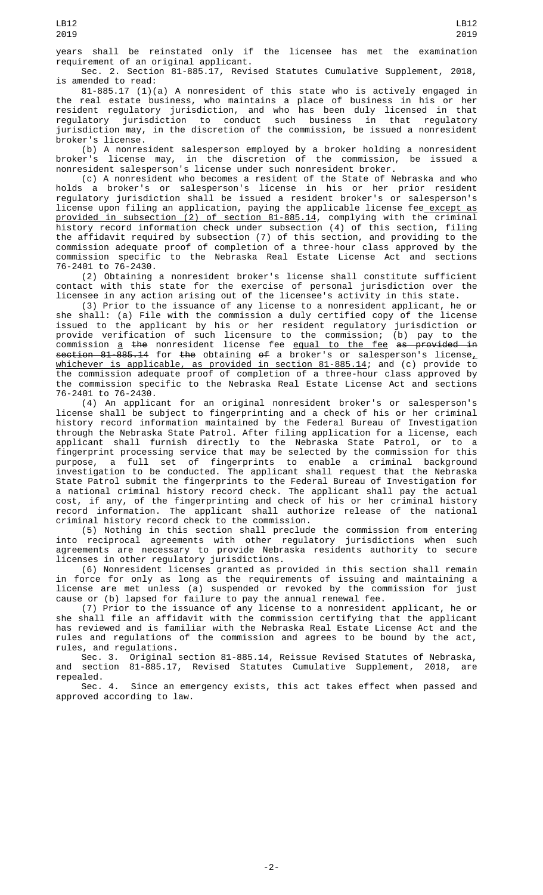years shall be reinstated only if the licensee has met the examination requirement of an original applicant.

Sec. 2. Section 81-885.17, Revised Statutes Cumulative Supplement, 2018, is amended to read:

81-885.17 (1)(a) A nonresident of this state who is actively engaged in the real estate business, who maintains a place of business in his or her resident regulatory jurisdiction, and who has been duly licensed in that regulatory jurisdiction to conduct such business in that regulatory jurisdiction may, in the discretion of the commission, be issued a nonresident broker's license.

(b) A nonresident salesperson employed by a broker holding a nonresident broker's license may, in the discretion of the commission, be issued a nonresident salesperson's license under such nonresident broker.

(c) A nonresident who becomes a resident of the State of Nebraska and who holds a broker's or salesperson's license in his or her prior resident regulatory jurisdiction shall be issued a resident broker's or salesperson's license upon filing an application, paying the applicable license fee except as provided in subsection (2) of section 81-885.14, complying with the criminal history record information check under subsection (4) of this section, filing the affidavit required by subsection (7) of this section, and providing to the commission adequate proof of completion of a three-hour class approved by the commission specific to the Nebraska Real Estate License Act and sections 76-2401 to 76-2430.

(2) Obtaining a nonresident broker's license shall constitute sufficient contact with this state for the exercise of personal jurisdiction over the licensee in any action arising out of the licensee's activity in this state.

(3) Prior to the issuance of any license to a nonresident applicant, he or she shall: (a) File with the commission a duly certified copy of the license issued to the applicant by his or her resident regulatory jurisdiction or provide verification of such licensure to the commission; (b) pay to the commission a ~~the~~ nonresident license fee equal to the fee ~~as provided in section 81-885.14~~ for ~~the~~ obtaining ~~of~~ a broker's or salesperson's license, whichever is applicable, as provided in section 81-885.14; and (c) provide to the commission adequate proof of completion of a three-hour class approved by the commission specific to the Nebraska Real Estate License Act and sections 76-2401 to 76-2430.

(4) An applicant for an original nonresident broker's or salesperson's license shall be subject to fingerprinting and a check of his or her criminal history record information maintained by the Federal Bureau of Investigation through the Nebraska State Patrol. After filing application for a license, each applicant shall furnish directly to the Nebraska State Patrol, or to a fingerprint processing service that may be selected by the commission for this purpose, a full set of fingerprints to enable a criminal background investigation to be conducted. The applicant shall request that the Nebraska State Patrol submit the fingerprints to the Federal Bureau of Investigation for a national criminal history record check. The applicant shall pay the actual cost, if any, of the fingerprinting and check of his or her criminal history record information. The applicant shall authorize release of the national criminal history record check to the commission.

(5) Nothing in this section shall preclude the commission from entering into reciprocal agreements with other regulatory jurisdictions when such agreements are necessary to provide Nebraska residents authority to secure licenses in other regulatory jurisdictions.

(6) Nonresident licenses granted as provided in this section shall remain in force for only as long as the requirements of issuing and maintaining a license are met unless (a) suspended or revoked by the commission for just cause or (b) lapsed for failure to pay the annual renewal fee.

(7) Prior to the issuance of any license to a nonresident applicant, he or she shall file an affidavit with the commission certifying that the applicant has reviewed and is familiar with the Nebraska Real Estate License Act and the rules and regulations of the commission and agrees to be bound by the act, rules, and regulations.

Sec. 3. Original section 81-885.14, Reissue Revised Statutes of Nebraska, and section 81-885.17, Revised Statutes Cumulative Supplement, 2018, are repealed.

Sec. 4. Since an emergency exists, this act takes effect when passed and approved according to law.